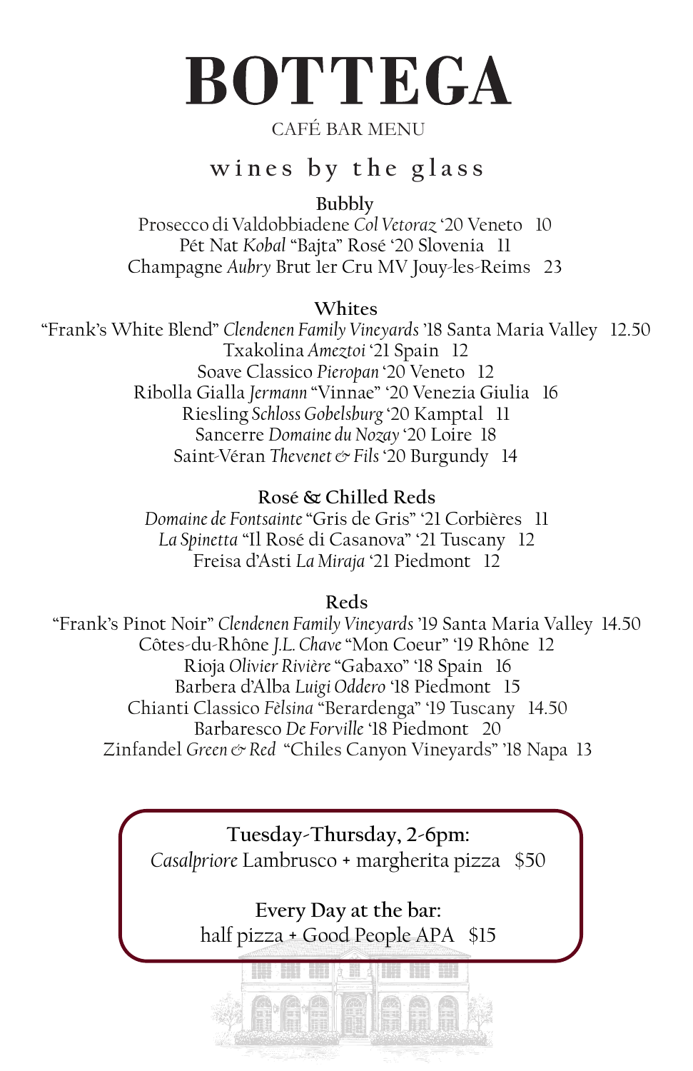# BOTTEGA

CAFÉ BAR MENU

## wines by the glass

### Bubbly

Prosecco di Valdobbiadene *Col Vetoraz* '20 Veneto 10
Pét Nat *Kobal* "Bajta" Rosé '20 Slovenia 11
Champagne *Aubry* Brut 1er Cru MV Jouy-les-Reims 23

### Whites

"Frank's White Blend" *Clendenen Family Vineyards* '18 Santa Maria Valley 12.50
Txakolina *Ameztoi* '21 Spain 12
Soave Classico *Pieropan* '20 Veneto 12
Ribolla Gialla *Jermann* "Vinnae" '20 Venezia Giulia 16
Riesling *Schloss Gobelsburg* '20 Kamptal 11
Sancerre *Domaine du Nozay* '20 Loire 18
Saint-Véran *Thevenet & Fils* '20 Burgundy 14

### Rosé & Chilled Reds

*Domaine de Fontsainte* "Gris de Gris" '21 Corbières 11
*La Spinetta* "Il Rosé di Casanova" '21 Tuscany 12
Freisa d'Asti *La Miraja* '21 Piedmont 12

### Reds

"Frank's Pinot Noir" *Clendenen Family Vineyards* '19 Santa Maria Valley 14.50
Côtes-du-Rhône *J.L. Chave* "Mon Coeur" '19 Rhône 12
Rioja *Olivier Rivière* "Gabaxo" '18 Spain 16
Barbera d'Alba *Luigi Oddero* '18 Piedmont 15
Chianti Classico *Fèlsina* "Berardenga" '19 Tuscany 14.50
Barbaresco *De Forville* '18 Piedmont 20
Zinfandel *Green & Red* "Chiles Canyon Vineyards" '18 Napa 13

**Tuesday-Thursday, 2-6pm:**
*Casalpriore* Lambrusco + margherita pizza $50

**Every Day at the bar:**
half pizza + Good People APA $15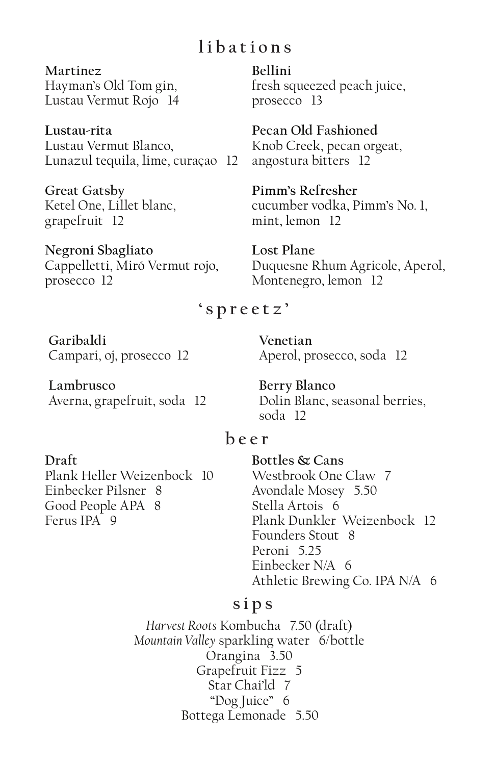## libations

**Martinez**
Hayman's Old Tom gin, Lustau Vermut Rojo 14

**Lustau-rita**
Lustau Vermut Blanco, Lunazul tequila, lime, curaçao 12

**Great Gatsby**
Ketel One, Lillet blanc, grapefruit 12

**Negroni Sbagliato**
Cappelletti, Miró Vermut rojo, prosecco 12

**Bellini**
fresh squeezed peach juice, prosecco 13

**Pecan Old Fashioned**
Knob Creek, pecan orgeat, angostura bitters 12

**Pimm's Refresher**
cucumber vodka, Pimm's No. 1, mint, lemon 12

**Lost Plane**
Duquesne Rhum Agricole, Aperol, Montenegro, lemon 12

## 'spreetz'

**Garibaldi**
Campari, oj, prosecco 12

**Lambrusco**
Averna, grapefruit, soda 12

**Venetian**
Aperol, prosecco, soda 12

**Berry Blanco**
Dolin Blanc, seasonal berries, soda 12

## beer

**Draft**
Plank Heller Weizenbock 10
Einbecker Pilsner 8
Good People APA 8
Ferus IPA 9

**Bottles & Cans**
Westbrook One Claw 7
Avondale Mosey 5.50
Stella Artois 6
Plank Dunkler Weizenbock 12
Founders Stout 8
Peroni 5.25
Einbecker N/A 6
Athletic Brewing Co. IPA N/A 6

## sips

*Harvest Roots* Kombucha 7.50 (draft)
*Mountain Valley* sparkling water 6/bottle
Orangina 3.50
Grapefruit Fizz 5
Star Chai'ld 7
"Dog Juice" 6
Bottega Lemonade 5.50